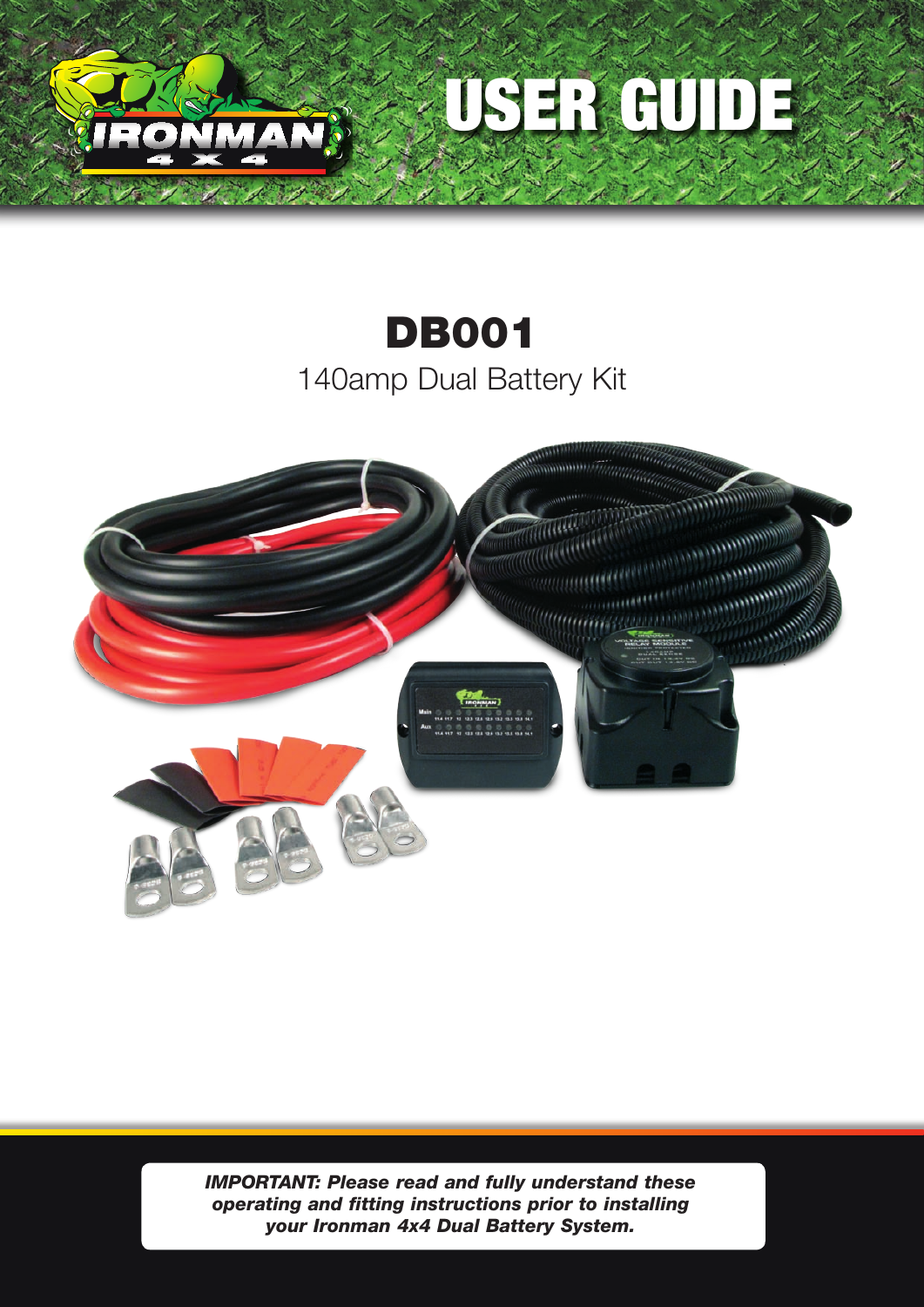# USER GUIDE

## DB001

140amp Dual Battery Kit

***IMPORTANT: Please read and fully understand these operating and fitting instructions prior to installing your Ironman 4x4 Dual Battery System.***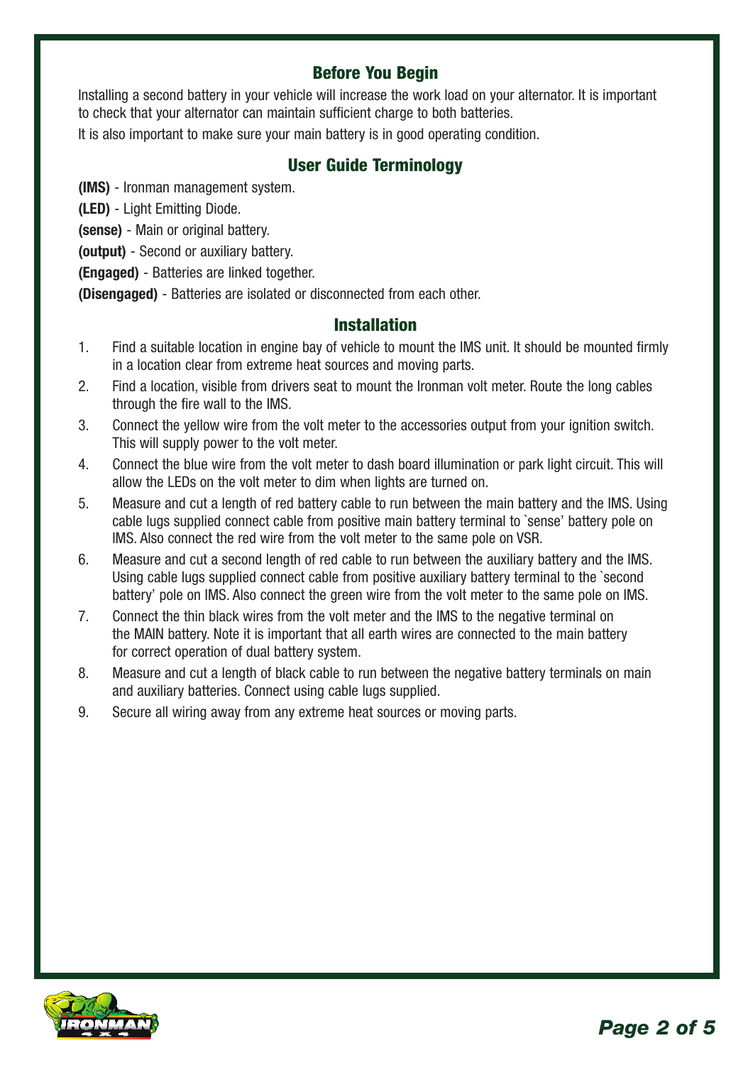## Before You Begin

Installing a second battery in your vehicle will increase the work load on your alternator. It is important to check that your alternator can maintain sufficient charge to both batteries.

It is also important to make sure your main battery is in good operating condition.

## User Guide Terminology

**(IMS)** - Ironman management system.

**(LED)** - Light Emitting Diode.

**(sense)** - Main or original battery.

**(output)** - Second or auxiliary battery.

**(Engaged)** - Batteries are linked together.

**(Disengaged)** - Batteries are isolated or disconnected from each other.

## Installation

1. Find a suitable location in engine bay of vehicle to mount the IMS unit. It should be mounted firmly in a location clear from extreme heat sources and moving parts.
2. Find a location, visible from drivers seat to mount the Ironman volt meter. Route the long cables through the fire wall to the IMS.
3. Connect the yellow wire from the volt meter to the accessories output from your ignition switch. This will supply power to the volt meter.
4. Connect the blue wire from the volt meter to dash board illumination or park light circuit. This will allow the LEDs on the volt meter to dim when lights are turned on.
5. Measure and cut a length of red battery cable to run between the main battery and the IMS. Using cable lugs supplied connect cable from positive main battery terminal to `sense' battery pole on IMS. Also connect the red wire from the volt meter to the same pole on VSR.
6. Measure and cut a second length of red cable to run between the auxiliary battery and the IMS. Using cable lugs supplied connect cable from positive auxiliary battery terminal to the `second battery' pole on IMS. Also connect the green wire from the volt meter to the same pole on IMS.
7. Connect the thin black wires from the volt meter and the IMS to the negative terminal on the MAIN battery. Note it is important that all earth wires are connected to the main battery for correct operation of dual battery system.
8. Measure and cut a length of black cable to run between the negative battery terminals on main and auxiliary batteries. Connect using cable lugs supplied.
9. Secure all wiring away from any extreme heat sources or moving parts.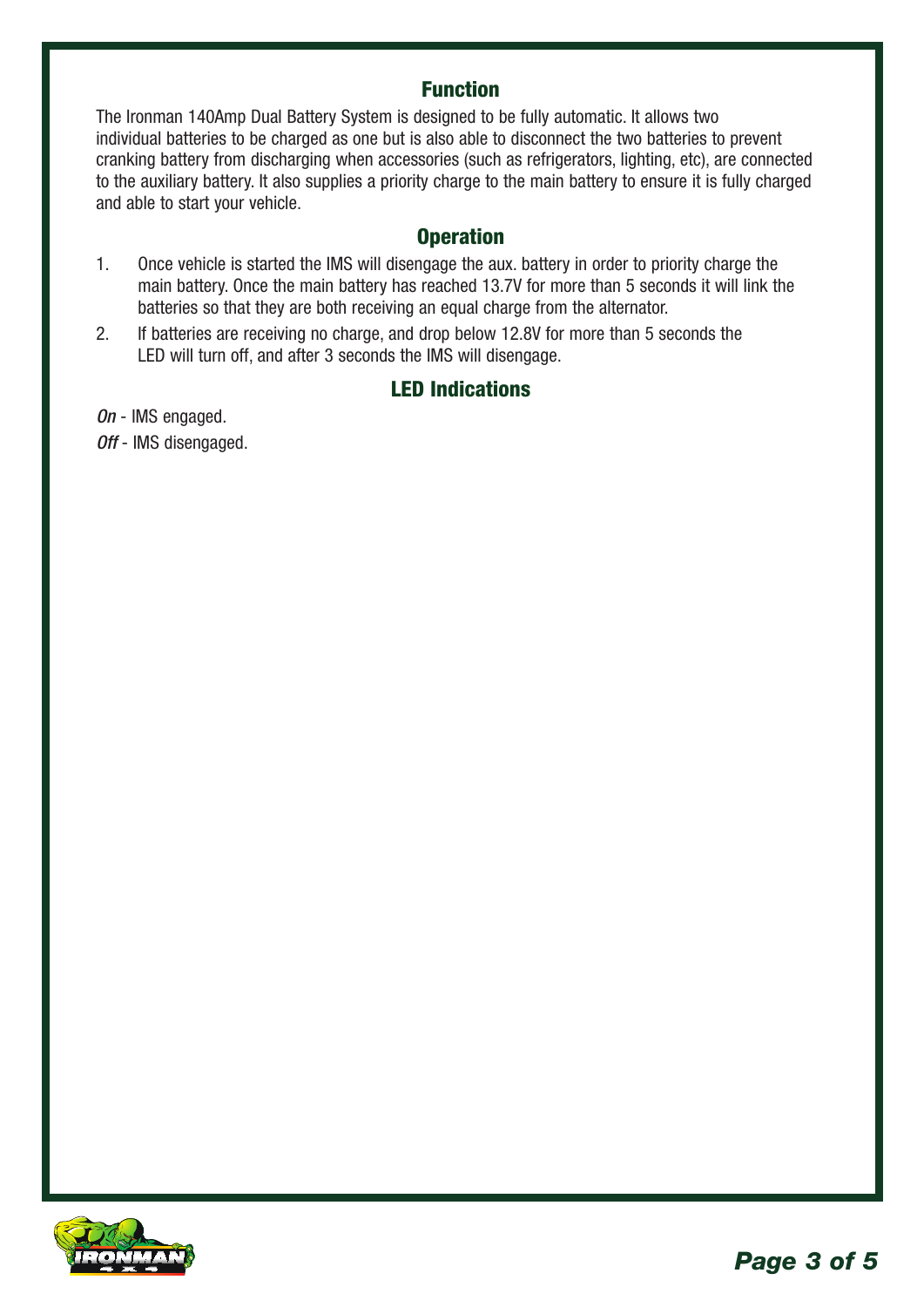## Function

The Ironman 140Amp Dual Battery System is designed to be fully automatic. It allows two individual batteries to be charged as one but is also able to disconnect the two batteries to prevent cranking battery from discharging when accessories (such as refrigerators, lighting, etc), are connected to the auxiliary battery. It also supplies a priority charge to the main battery to ensure it is fully charged and able to start your vehicle.

## Operation

1. Once vehicle is started the IMS will disengage the aux. battery in order to priority charge the main battery. Once the main battery has reached 13.7V for more than 5 seconds it will link the batteries so that they are both receiving an equal charge from the alternator.
2. If batteries are receiving no charge, and drop below 12.8V for more than 5 seconds the LED will turn off, and after 3 seconds the IMS will disengage.

## LED Indications

*On* - IMS engaged.

*Off* - IMS disengaged.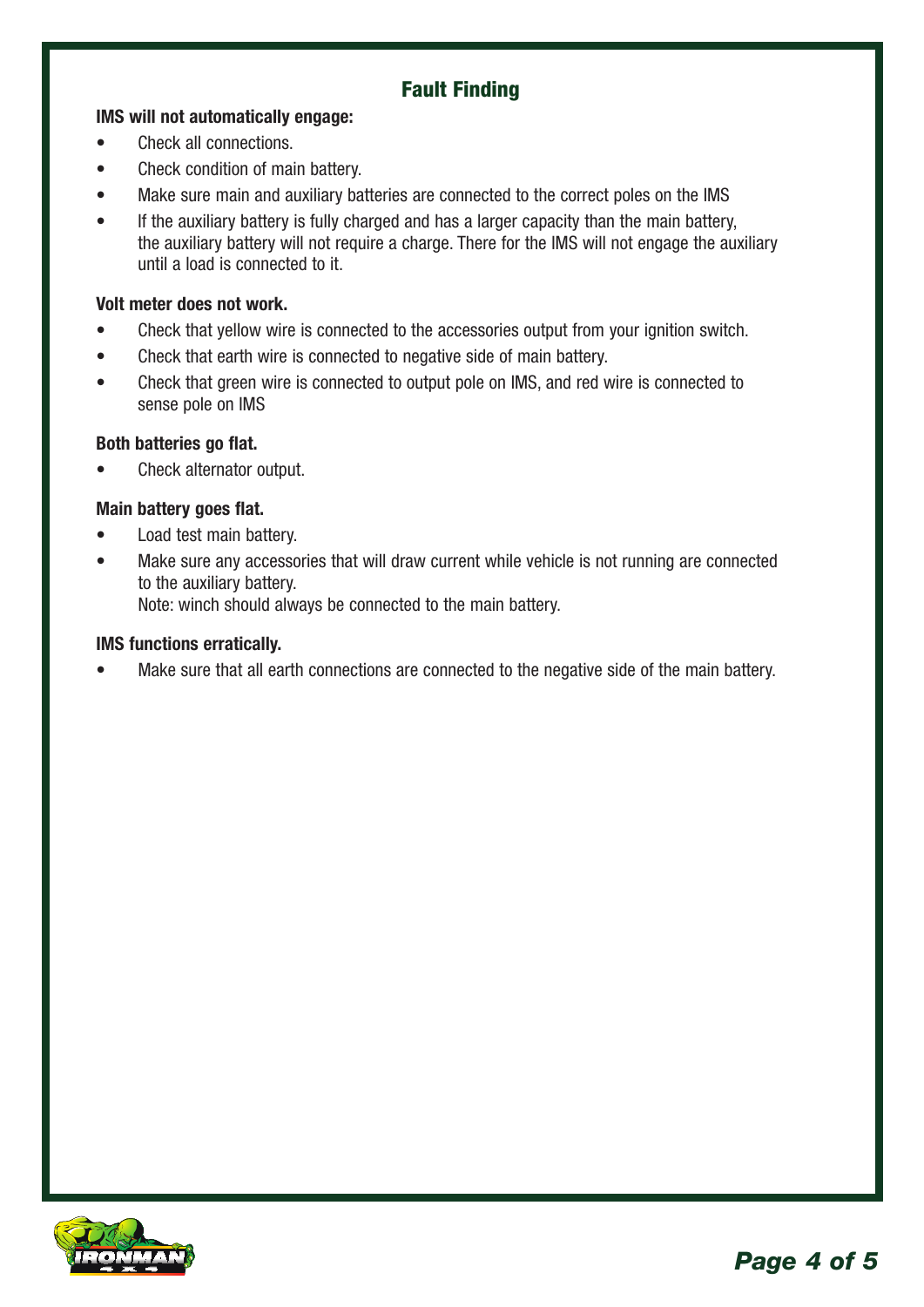## Fault Finding

**IMS will not automatically engage:**

- Check all connections.
- Check condition of main battery.
- Make sure main and auxiliary batteries are connected to the correct poles on the IMS
- If the auxiliary battery is fully charged and has a larger capacity than the main battery, the auxiliary battery will not require a charge. There for the IMS will not engage the auxiliary until a load is connected to it.

**Volt meter does not work.**

- Check that yellow wire is connected to the accessories output from your ignition switch.
- Check that earth wire is connected to negative side of main battery.
- Check that green wire is connected to output pole on IMS, and red wire is connected to sense pole on IMS

**Both batteries go flat.**

- Check alternator output.

**Main battery goes flat.**

- Load test main battery.
- Make sure any accessories that will draw current while vehicle is not running are connected to the auxiliary battery.
  Note: winch should always be connected to the main battery.

**IMS functions erratically.**

- Make sure that all earth connections are connected to the negative side of the main battery.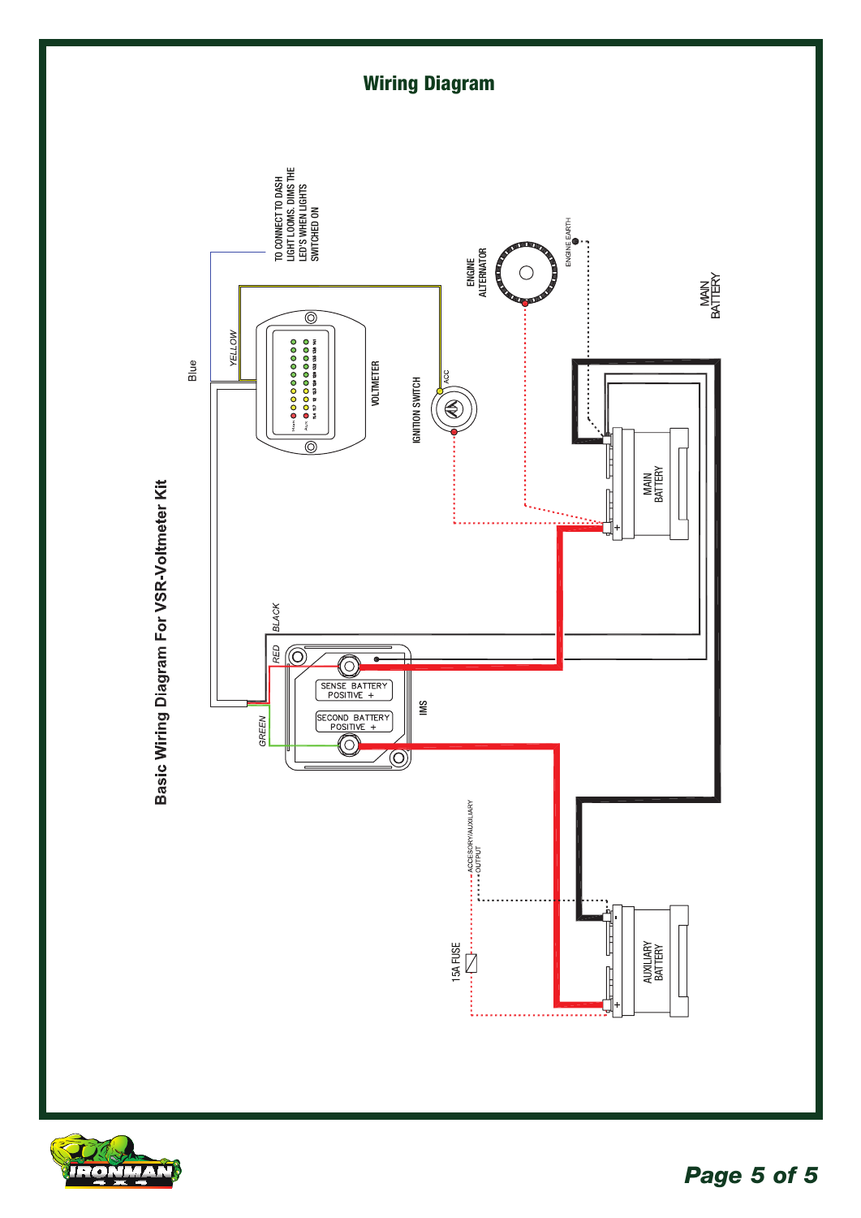# Wiring Diagram

Basic Wiring Diagram For VSR-Voltmeter Kit

TO CONNECT TO DASH LIGHT LOOMS. DIMS THE LED'S WHEN LIGHTS SWITCHED ON

Blue

YELLOW

VOLTMETER

IGNITION SWITCH

ACC

ENGINE ALTERNATOR

ENGINE EARTH

MAIN BATTERY

MAIN BATTERY

BLACK

RED

GREEN

SENSE BATTERY POSITIVE +

SECOND BATTERY POSITIVE +

IMS

ACCESORY/AUXILIARY OUTPUT

15A FUSE

AUXILIARY BATTERY